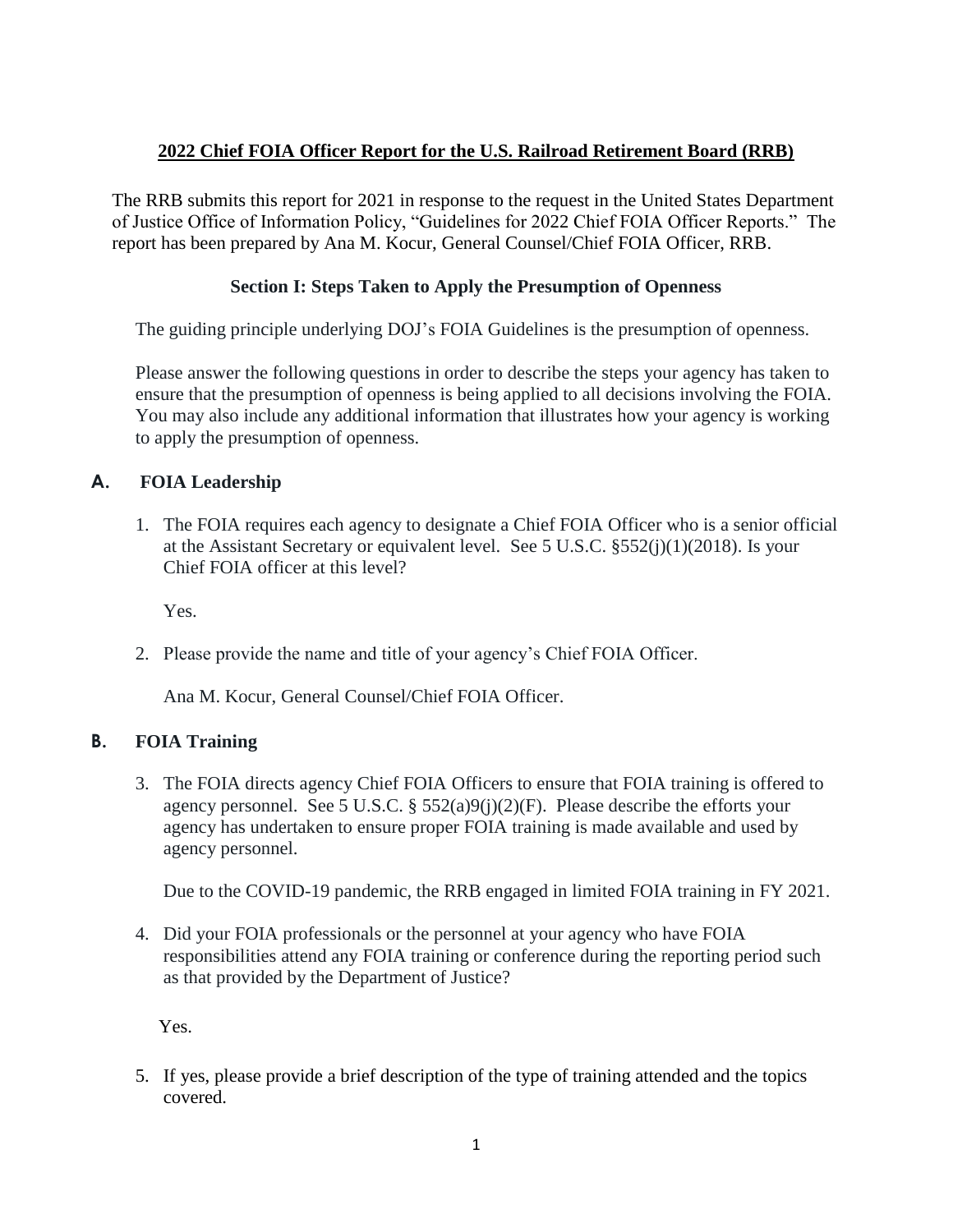# 2022 Chief FOIA Officer Report for the U.S. Railroad Retirement Board (RRB)

The RRB submits this report for 2021 in response to the request in the United States Department of Justice Office of Information Policy, "Guidelines for 2022 Chief FOIA Officer Reports." The report has been prepared by Ana M. Kocur, General Counsel/Chief FOIA Officer, RRB.

## Section I: Steps Taken to Apply the Presumption of Openness

The guiding principle underlying DOJ's FOIA Guidelines is the presumption of openness.

Please answer the following questions in order to describe the steps your agency has taken to ensure that the presumption of openness is being applied to all decisions involving the FOIA. You may also include any additional information that illustrates how your agency is working to apply the presumption of openness.

### A. FOIA Leadership

1. The FOIA requires each agency to designate a Chief FOIA Officer who is a senior official at the Assistant Secretary or equivalent level. See 5 U.S.C. §552(j)(1)(2018). Is your Chief FOIA officer at this level?

   Yes.

2. Please provide the name and title of your agency's Chief FOIA Officer.

   Ana M. Kocur, General Counsel/Chief FOIA Officer.

### B. FOIA Training

3. The FOIA directs agency Chief FOIA Officers to ensure that FOIA training is offered to agency personnel. See 5 U.S.C. § 552(a)9(j)(2)(F). Please describe the efforts your agency has undertaken to ensure proper FOIA training is made available and used by agency personnel.

   Due to the COVID-19 pandemic, the RRB engaged in limited FOIA training in FY 2021.

4. Did your FOIA professionals or the personnel at your agency who have FOIA responsibilities attend any FOIA training or conference during the reporting period such as that provided by the Department of Justice?

   Yes.

5. If yes, please provide a brief description of the type of training attended and the topics covered.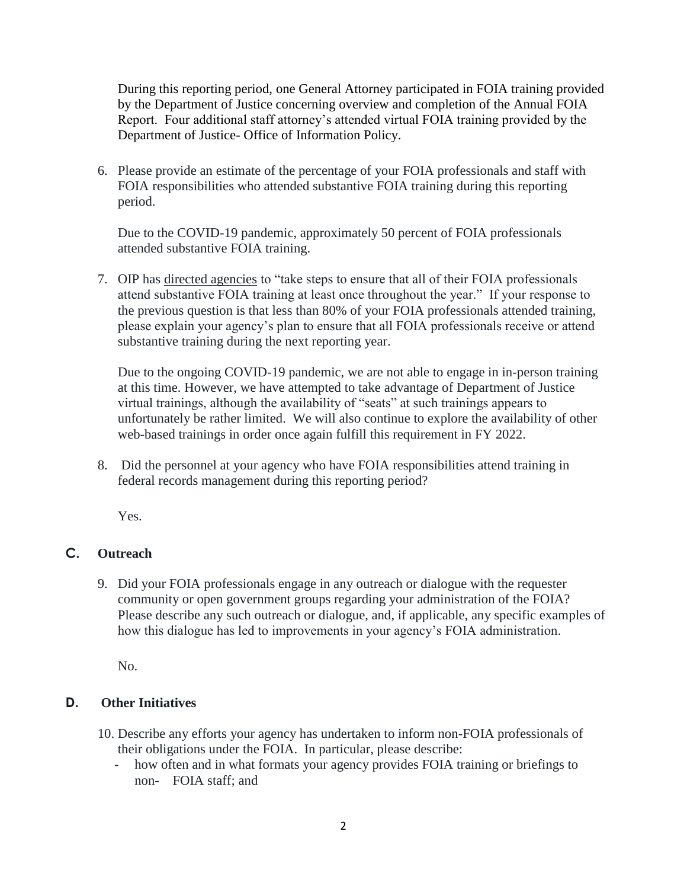During this reporting period, one General Attorney participated in FOIA training provided by the Department of Justice concerning overview and completion of the Annual FOIA Report. Four additional staff attorney's attended virtual FOIA training provided by the Department of Justice- Office of Information Policy.

6. Please provide an estimate of the percentage of your FOIA professionals and staff with FOIA responsibilities who attended substantive FOIA training during this reporting period.

   Due to the COVID-19 pandemic, approximately 50 percent of FOIA professionals attended substantive FOIA training.

7. OIP has directed agencies to "take steps to ensure that all of their FOIA professionals attend substantive FOIA training at least once throughout the year." If your response to the previous question is that less than 80% of your FOIA professionals attended training, please explain your agency's plan to ensure that all FOIA professionals receive or attend substantive training during the next reporting year.

   Due to the ongoing COVID-19 pandemic, we are not able to engage in in-person training at this time. However, we have attempted to take advantage of Department of Justice virtual trainings, although the availability of "seats" at such trainings appears to unfortunately be rather limited. We will also continue to explore the availability of other web-based trainings in order once again fulfill this requirement in FY 2022.

8. Did the personnel at your agency who have FOIA responsibilities attend training in federal records management during this reporting period?

   Yes.

## C. Outreach

9. Did your FOIA professionals engage in any outreach or dialogue with the requester community or open government groups regarding your administration of the FOIA? Please describe any such outreach or dialogue, and, if applicable, any specific examples of how this dialogue has led to improvements in your agency's FOIA administration.

   No.

## D. Other Initiatives

10. Describe any efforts your agency has undertaken to inform non-FOIA professionals of their obligations under the FOIA. In particular, please describe:
    - how often and in what formats your agency provides FOIA training or briefings to non- FOIA staff; and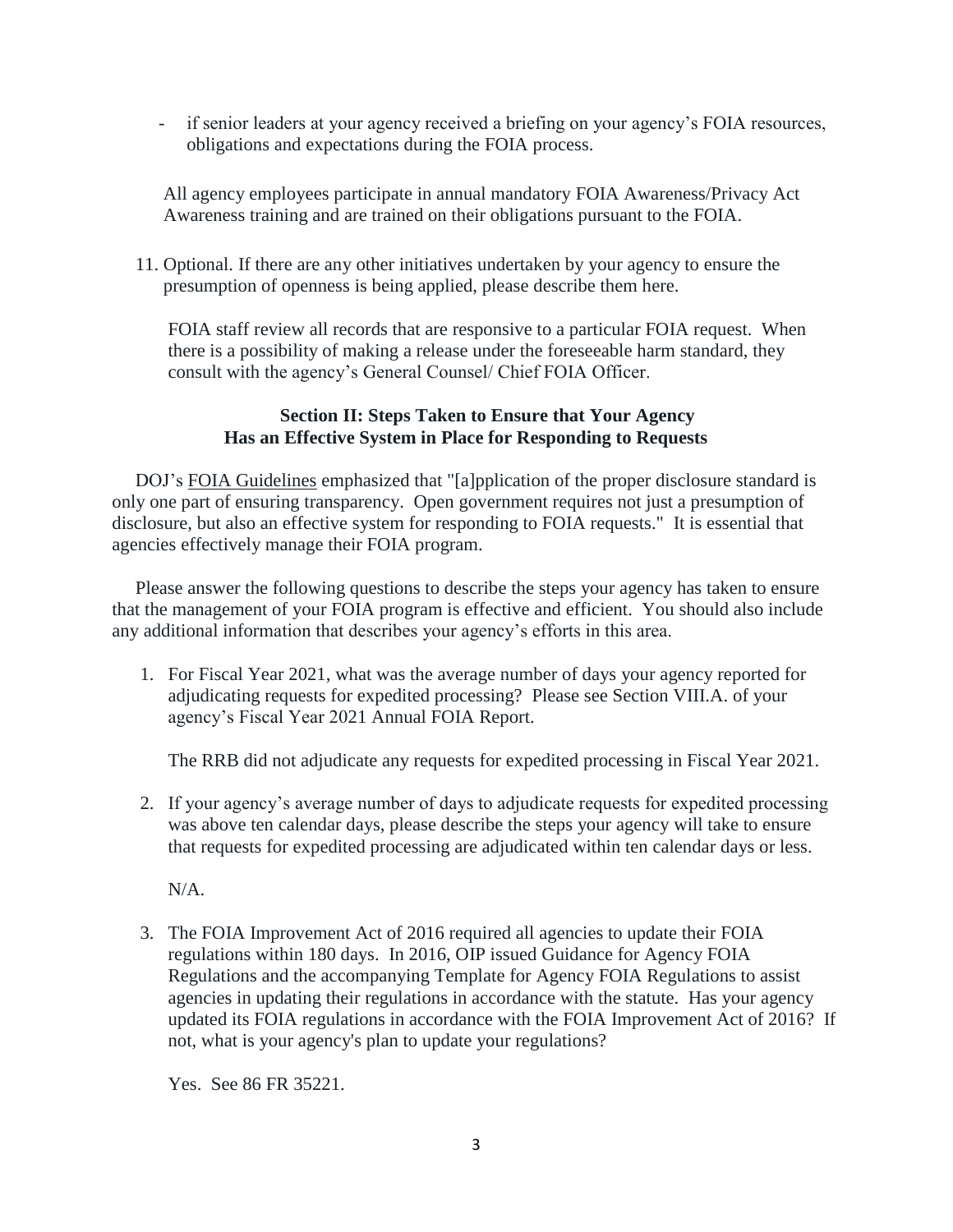- if senior leaders at your agency received a briefing on your agency's FOIA resources, obligations and expectations during the FOIA process.

All agency employees participate in annual mandatory FOIA Awareness/Privacy Act Awareness training and are trained on their obligations pursuant to the FOIA.

11. Optional. If there are any other initiatives undertaken by your agency to ensure the presumption of openness is being applied, please describe them here.

    FOIA staff review all records that are responsive to a particular FOIA request. When there is a possibility of making a release under the foreseeable harm standard, they consult with the agency's General Counsel/ Chief FOIA Officer.

## Section II: Steps Taken to Ensure that Your Agency Has an Effective System in Place for Responding to Requests

DOJ's FOIA Guidelines emphasized that "[a]pplication of the proper disclosure standard is only one part of ensuring transparency. Open government requires not just a presumption of disclosure, but also an effective system for responding to FOIA requests." It is essential that agencies effectively manage their FOIA program.

Please answer the following questions to describe the steps your agency has taken to ensure that the management of your FOIA program is effective and efficient. You should also include any additional information that describes your agency's efforts in this area.

1. For Fiscal Year 2021, what was the average number of days your agency reported for adjudicating requests for expedited processing? Please see Section VIII.A. of your agency's Fiscal Year 2021 Annual FOIA Report.

   The RRB did not adjudicate any requests for expedited processing in Fiscal Year 2021.

2. If your agency's average number of days to adjudicate requests for expedited processing was above ten calendar days, please describe the steps your agency will take to ensure that requests for expedited processing are adjudicated within ten calendar days or less.

   N/A.

3. The FOIA Improvement Act of 2016 required all agencies to update their FOIA regulations within 180 days. In 2016, OIP issued Guidance for Agency FOIA Regulations and the accompanying Template for Agency FOIA Regulations to assist agencies in updating their regulations in accordance with the statute. Has your agency updated its FOIA regulations in accordance with the FOIA Improvement Act of 2016? If not, what is your agency's plan to update your regulations?

   Yes. See 86 FR 35221.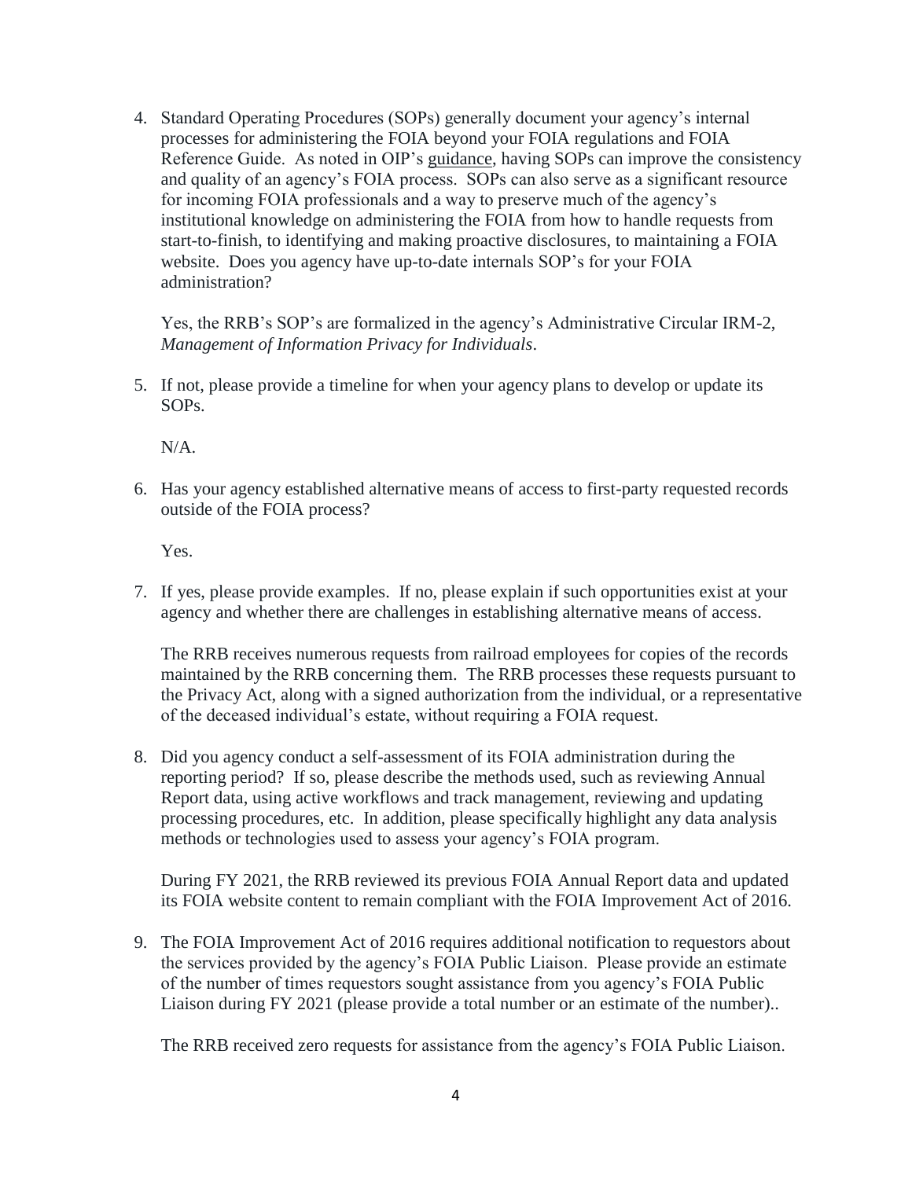4. Standard Operating Procedures (SOPs) generally document your agency's internal processes for administering the FOIA beyond your FOIA regulations and FOIA Reference Guide. As noted in OIP's guidance, having SOPs can improve the consistency and quality of an agency's FOIA process. SOPs can also serve as a significant resource for incoming FOIA professionals and a way to preserve much of the agency's institutional knowledge on administering the FOIA from how to handle requests from start-to-finish, to identifying and making proactive disclosures, to maintaining a FOIA website. Does you agency have up-to-date internals SOP's for your FOIA administration?

   Yes, the RRB's SOP's are formalized in the agency's Administrative Circular IRM-2, *Management of Information Privacy for Individuals*.

5. If not, please provide a timeline for when your agency plans to develop or update its SOPs.

   N/A.

6. Has your agency established alternative means of access to first-party requested records outside of the FOIA process?

   Yes.

7. If yes, please provide examples. If no, please explain if such opportunities exist at your agency and whether there are challenges in establishing alternative means of access.

   The RRB receives numerous requests from railroad employees for copies of the records maintained by the RRB concerning them. The RRB processes these requests pursuant to the Privacy Act, along with a signed authorization from the individual, or a representative of the deceased individual's estate, without requiring a FOIA request.

8. Did you agency conduct a self-assessment of its FOIA administration during the reporting period? If so, please describe the methods used, such as reviewing Annual Report data, using active workflows and track management, reviewing and updating processing procedures, etc. In addition, please specifically highlight any data analysis methods or technologies used to assess your agency's FOIA program.

   During FY 2021, the RRB reviewed its previous FOIA Annual Report data and updated its FOIA website content to remain compliant with the FOIA Improvement Act of 2016.

9. The FOIA Improvement Act of 2016 requires additional notification to requestors about the services provided by the agency's FOIA Public Liaison. Please provide an estimate of the number of times requestors sought assistance from you agency's FOIA Public Liaison during FY 2021 (please provide a total number or an estimate of the number)..

   The RRB received zero requests for assistance from the agency's FOIA Public Liaison.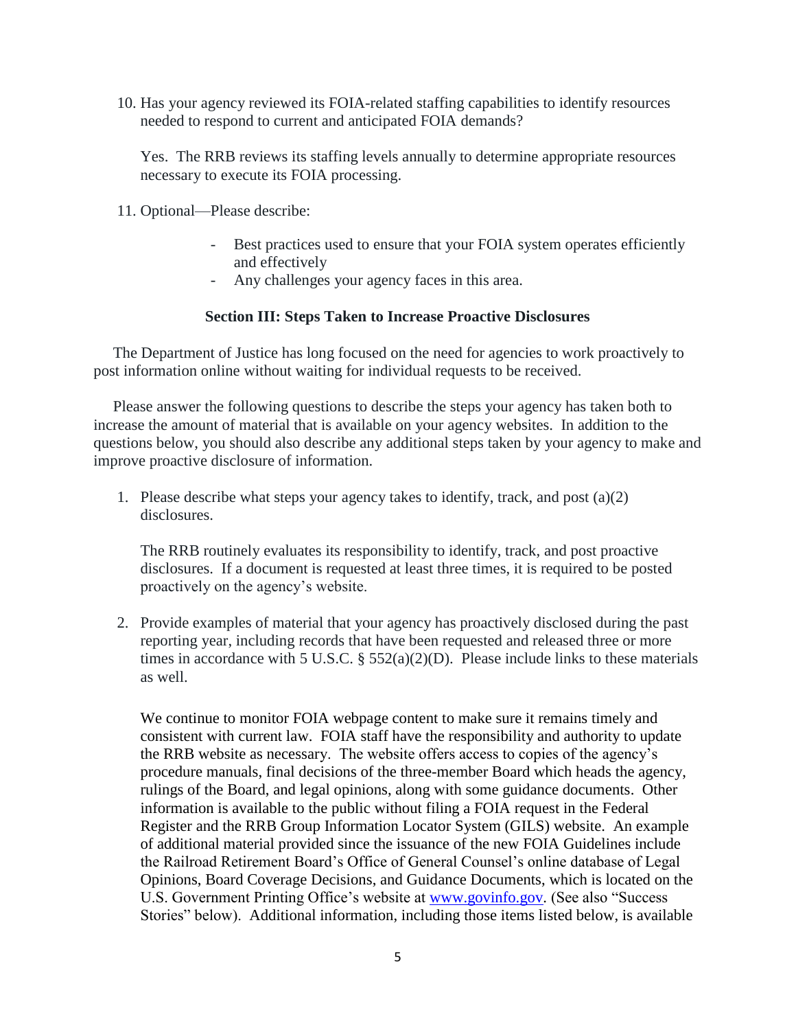10. Has your agency reviewed its FOIA-related staffing capabilities to identify resources needed to respond to current and anticipated FOIA demands?

    Yes. The RRB reviews its staffing levels annually to determine appropriate resources necessary to execute its FOIA processing.

11. Optional—Please describe:

    - Best practices used to ensure that your FOIA system operates efficiently and effectively
    - Any challenges your agency faces in this area.

## Section III: Steps Taken to Increase Proactive Disclosures

The Department of Justice has long focused on the need for agencies to work proactively to post information online without waiting for individual requests to be received.

Please answer the following questions to describe the steps your agency has taken both to increase the amount of material that is available on your agency websites. In addition to the questions below, you should also describe any additional steps taken by your agency to make and improve proactive disclosure of information.

1. Please describe what steps your agency takes to identify, track, and post (a)(2) disclosures.

   The RRB routinely evaluates its responsibility to identify, track, and post proactive disclosures. If a document is requested at least three times, it is required to be posted proactively on the agency's website.

2. Provide examples of material that your agency has proactively disclosed during the past reporting year, including records that have been requested and released three or more times in accordance with 5 U.S.C. § 552(a)(2)(D). Please include links to these materials as well.

   We continue to monitor FOIA webpage content to make sure it remains timely and consistent with current law. FOIA staff have the responsibility and authority to update the RRB website as necessary. The website offers access to copies of the agency's procedure manuals, final decisions of the three-member Board which heads the agency, rulings of the Board, and legal opinions, along with some guidance documents. Other information is available to the public without filing a FOIA request in the Federal Register and the RRB Group Information Locator System (GILS) website. An example of additional material provided since the issuance of the new FOIA Guidelines include the Railroad Retirement Board's Office of General Counsel's online database of Legal Opinions, Board Coverage Decisions, and Guidance Documents, which is located on the U.S. Government Printing Office's website at [www.govinfo.gov](http://www.govinfo.gov). (See also "Success Stories" below). Additional information, including those items listed below, is available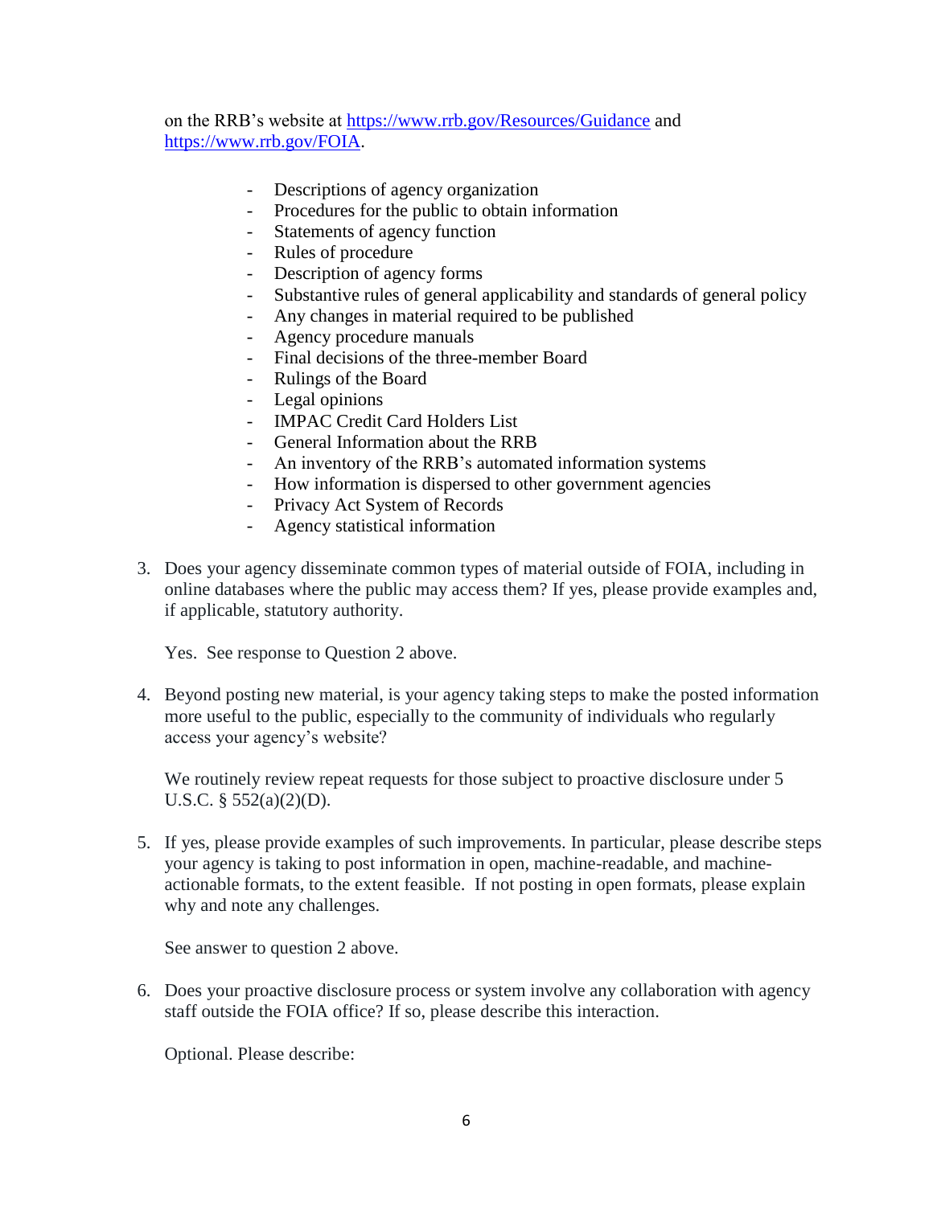on the RRB's website at https://www.rrb.gov/Resources/Guidance and https://www.rrb.gov/FOIA.

- Descriptions of agency organization
- Procedures for the public to obtain information
- Statements of agency function
- Rules of procedure
- Description of agency forms
- Substantive rules of general applicability and standards of general policy
- Any changes in material required to be published
- Agency procedure manuals
- Final decisions of the three-member Board
- Rulings of the Board
- Legal opinions
- IMPAC Credit Card Holders List
- General Information about the RRB
- An inventory of the RRB's automated information systems
- How information is dispersed to other government agencies
- Privacy Act System of Records
- Agency statistical information

3. Does your agency disseminate common types of material outside of FOIA, including in online databases where the public may access them? If yes, please provide examples and, if applicable, statutory authority.

   Yes. See response to Question 2 above.

4. Beyond posting new material, is your agency taking steps to make the posted information more useful to the public, especially to the community of individuals who regularly access your agency's website?

   We routinely review repeat requests for those subject to proactive disclosure under 5 U.S.C. § 552(a)(2)(D).

5. If yes, please provide examples of such improvements. In particular, please describe steps your agency is taking to post information in open, machine-readable, and machine-actionable formats, to the extent feasible. If not posting in open formats, please explain why and note any challenges.

   See answer to question 2 above.

6. Does your proactive disclosure process or system involve any collaboration with agency staff outside the FOIA office? If so, please describe this interaction.

   Optional. Please describe: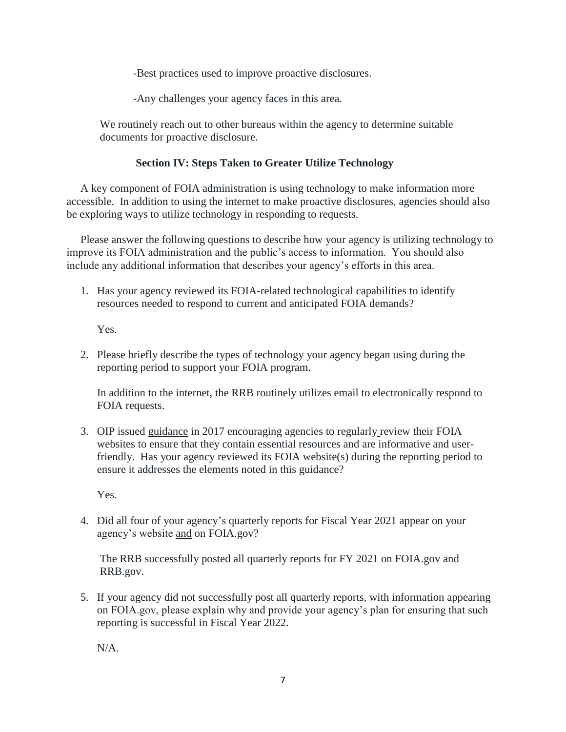-Best practices used to improve proactive disclosures.

-Any challenges your agency faces in this area.

We routinely reach out to other bureaus within the agency to determine suitable documents for proactive disclosure.

## Section IV: Steps Taken to Greater Utilize Technology

A key component of FOIA administration is using technology to make information more accessible. In addition to using the internet to make proactive disclosures, agencies should also be exploring ways to utilize technology in responding to requests.

Please answer the following questions to describe how your agency is utilizing technology to improve its FOIA administration and the public's access to information. You should also include any additional information that describes your agency's efforts in this area.

1. Has your agency reviewed its FOIA-related technological capabilities to identify resources needed to respond to current and anticipated FOIA demands?

   Yes.

2. Please briefly describe the types of technology your agency began using during the reporting period to support your FOIA program.

   In addition to the internet, the RRB routinely utilizes email to electronically respond to FOIA requests.

3. OIP issued guidance in 2017 encouraging agencies to regularly review their FOIA websites to ensure that they contain essential resources and are informative and user-friendly. Has your agency reviewed its FOIA website(s) during the reporting period to ensure it addresses the elements noted in this guidance?

   Yes.

4. Did all four of your agency's quarterly reports for Fiscal Year 2021 appear on your agency's website and on FOIA.gov?

   The RRB successfully posted all quarterly reports for FY 2021 on FOIA.gov and RRB.gov.

5. If your agency did not successfully post all quarterly reports, with information appearing on FOIA.gov, please explain why and provide your agency's plan for ensuring that such reporting is successful in Fiscal Year 2022.

   N/A.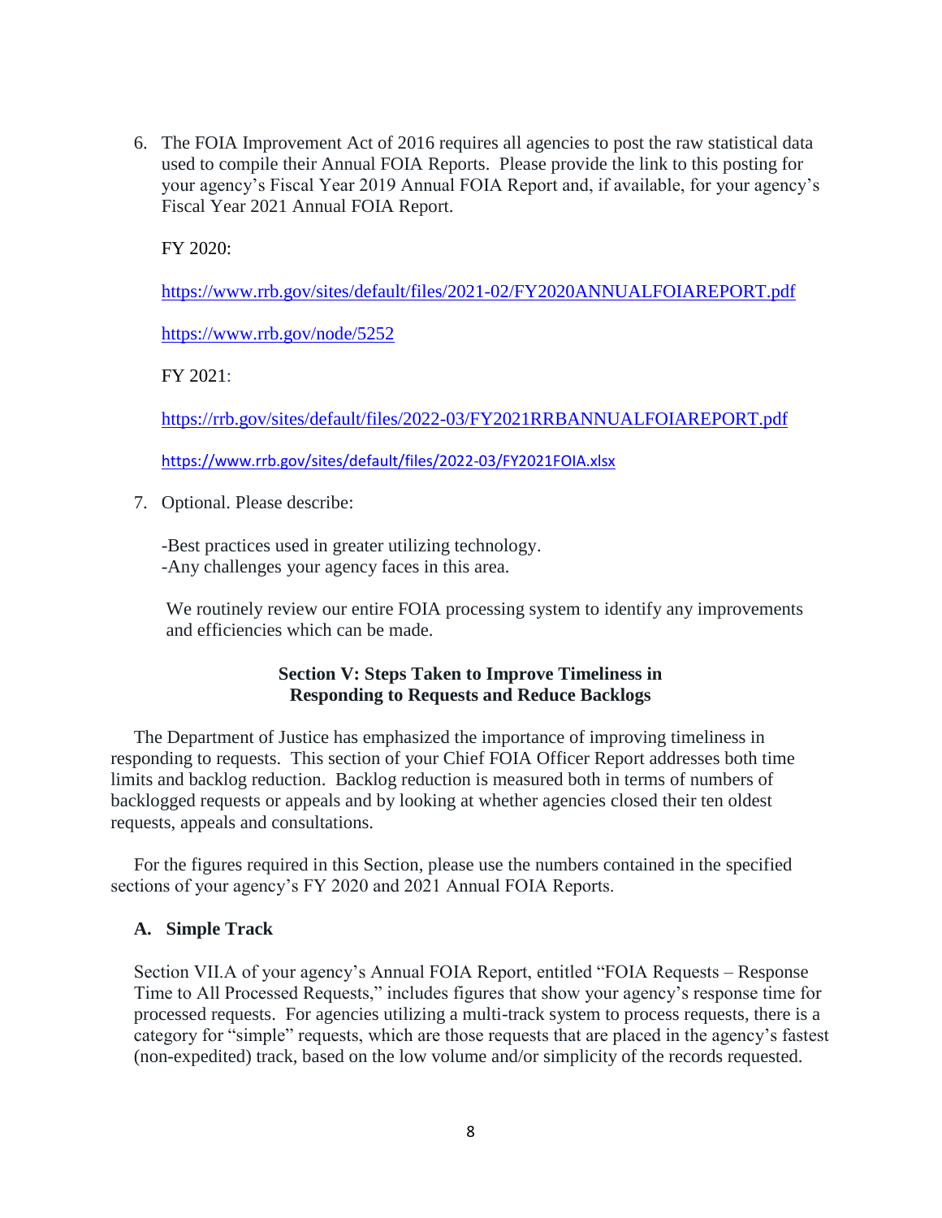6. The FOIA Improvement Act of 2016 requires all agencies to post the raw statistical data used to compile their Annual FOIA Reports. Please provide the link to this posting for your agency's Fiscal Year 2019 Annual FOIA Report and, if available, for your agency's Fiscal Year 2021 Annual FOIA Report.

   FY 2020:

   https://www.rrb.gov/sites/default/files/2021-02/FY2020ANNUALFOIAREPORT.pdf

   https://www.rrb.gov/node/5252

   FY 2021:

   https://rrb.gov/sites/default/files/2022-03/FY2021RRBANNUALFOIAREPORT.pdf

   https://www.rrb.gov/sites/default/files/2022-03/FY2021FOIA.xlsx

7. Optional. Please describe:

   -Best practices used in greater utilizing technology.
   -Any challenges your agency faces in this area.

   We routinely review our entire FOIA processing system to identify any improvements and efficiencies which can be made.

## Section V: Steps Taken to Improve Timeliness in Responding to Requests and Reduce Backlogs

The Department of Justice has emphasized the importance of improving timeliness in responding to requests. This section of your Chief FOIA Officer Report addresses both time limits and backlog reduction. Backlog reduction is measured both in terms of numbers of backlogged requests or appeals and by looking at whether agencies closed their ten oldest requests, appeals and consultations.

For the figures required in this Section, please use the numbers contained in the specified sections of your agency's FY 2020 and 2021 Annual FOIA Reports.

### A. Simple Track

Section VII.A of your agency's Annual FOIA Report, entitled "FOIA Requests – Response Time to All Processed Requests," includes figures that show your agency's response time for processed requests. For agencies utilizing a multi-track system to process requests, there is a category for "simple" requests, which are those requests that are placed in the agency's fastest (non-expedited) track, based on the low volume and/or simplicity of the records requested.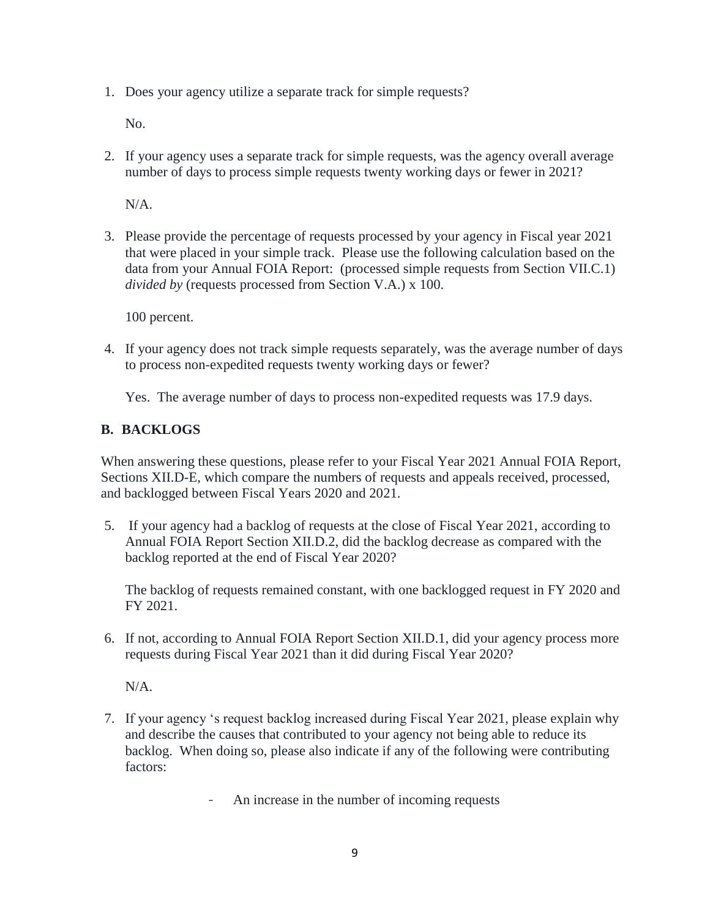1. Does your agency utilize a separate track for simple requests?

   No.

2. If your agency uses a separate track for simple requests, was the agency overall average number of days to process simple requests twenty working days or fewer in 2021?

   N/A.

3. Please provide the percentage of requests processed by your agency in Fiscal year 2021 that were placed in your simple track. Please use the following calculation based on the data from your Annual FOIA Report: (processed simple requests from Section VII.C.1) *divided by* (requests processed from Section V.A.) x 100.

   100 percent.

4. If your agency does not track simple requests separately, was the average number of days to process non-expedited requests twenty working days or fewer?

   Yes. The average number of days to process non-expedited requests was 17.9 days.

## B. BACKLOGS

When answering these questions, please refer to your Fiscal Year 2021 Annual FOIA Report, Sections XII.D-E, which compare the numbers of requests and appeals received, processed, and backlogged between Fiscal Years 2020 and 2021.

5. If your agency had a backlog of requests at the close of Fiscal Year 2021, according to Annual FOIA Report Section XII.D.2, did the backlog decrease as compared with the backlog reported at the end of Fiscal Year 2020?

   The backlog of requests remained constant, with one backlogged request in FY 2020 and FY 2021.

6. If not, according to Annual FOIA Report Section XII.D.1, did your agency process more requests during Fiscal Year 2021 than it did during Fiscal Year 2020?

   N/A.

7. If your agency 's request backlog increased during Fiscal Year 2021, please explain why and describe the causes that contributed to your agency not being able to reduce its backlog. When doing so, please also indicate if any of the following were contributing factors:

   - An increase in the number of incoming requests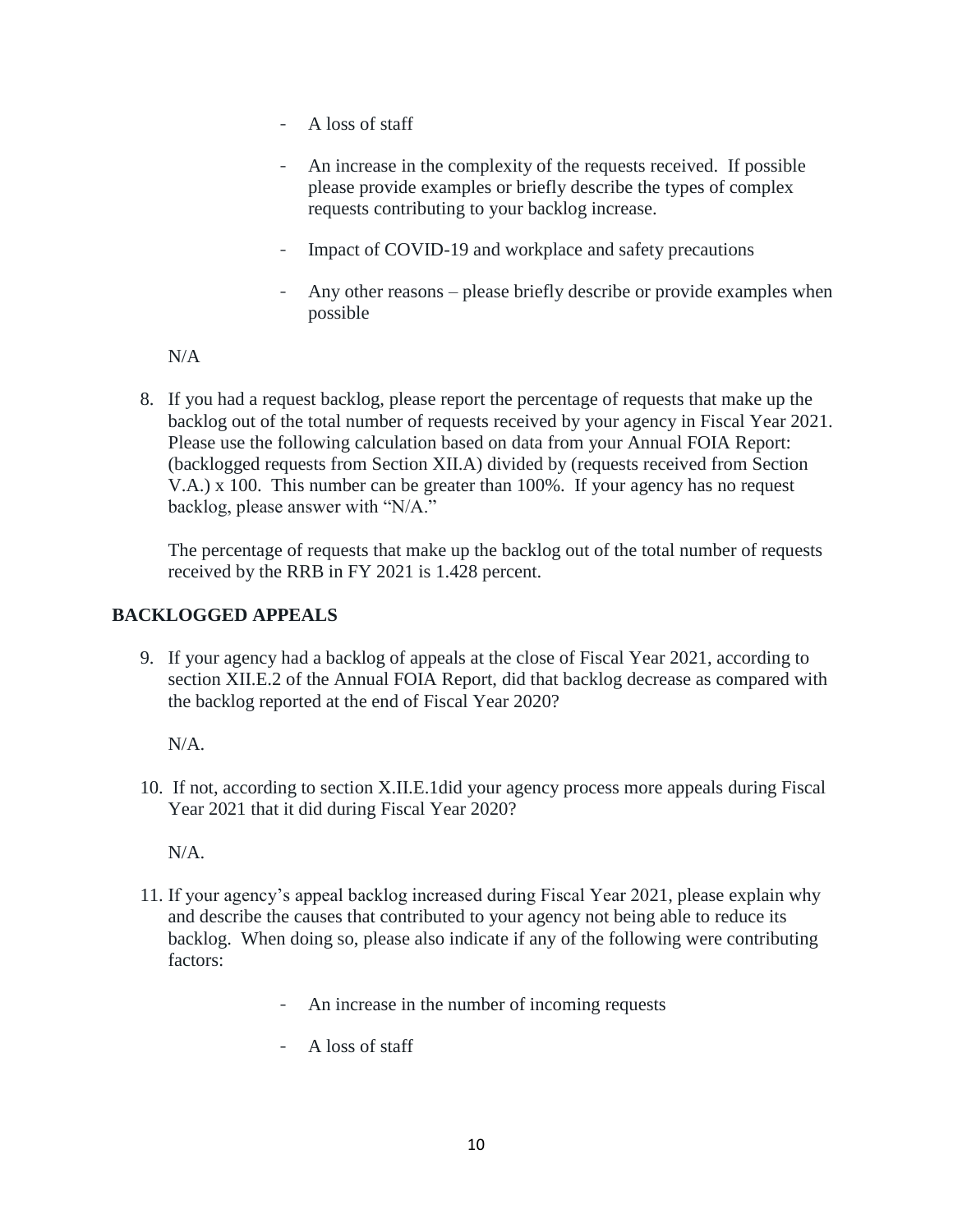- A loss of staff
- An increase in the complexity of the requests received. If possible please provide examples or briefly describe the types of complex requests contributing to your backlog increase.
- Impact of COVID-19 and workplace and safety precautions
- Any other reasons – please briefly describe or provide examples when possible

N/A

8. If you had a request backlog, please report the percentage of requests that make up the backlog out of the total number of requests received by your agency in Fiscal Year 2021. Please use the following calculation based on data from your Annual FOIA Report: (backlogged requests from Section XII.A) divided by (requests received from Section V.A.) x 100. This number can be greater than 100%. If your agency has no request backlog, please answer with "N/A."

   The percentage of requests that make up the backlog out of the total number of requests received by the RRB in FY 2021 is 1.428 percent.

## BACKLOGGED APPEALS

9. If your agency had a backlog of appeals at the close of Fiscal Year 2021, according to section XII.E.2 of the Annual FOIA Report, did that backlog decrease as compared with the backlog reported at the end of Fiscal Year 2020?

   N/A.

10. If not, according to section X.II.E.1did your agency process more appeals during Fiscal Year 2021 that it did during Fiscal Year 2020?

    N/A.

11. If your agency's appeal backlog increased during Fiscal Year 2021, please explain why and describe the causes that contributed to your agency not being able to reduce its backlog. When doing so, please also indicate if any of the following were contributing factors:

    - An increase in the number of incoming requests
    - A loss of staff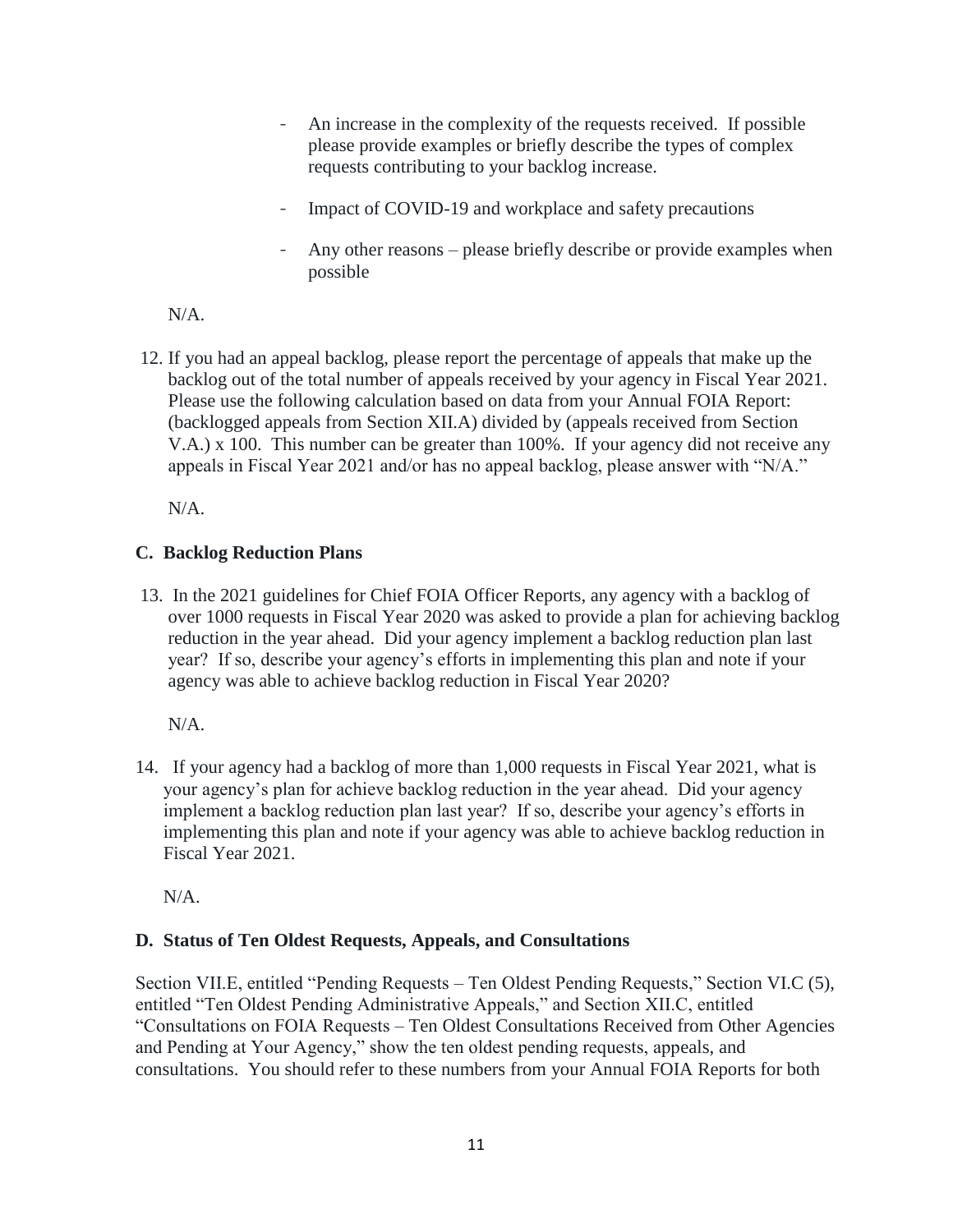- An increase in the complexity of the requests received. If possible please provide examples or briefly describe the types of complex requests contributing to your backlog increase.
- Impact of COVID-19 and workplace and safety precautions
- Any other reasons – please briefly describe or provide examples when possible

N/A.

12. If you had an appeal backlog, please report the percentage of appeals that make up the backlog out of the total number of appeals received by your agency in Fiscal Year 2021. Please use the following calculation based on data from your Annual FOIA Report: (backlogged appeals from Section XII.A) divided by (appeals received from Section V.A.) x 100. This number can be greater than 100%. If your agency did not receive any appeals in Fiscal Year 2021 and/or has no appeal backlog, please answer with "N/A."

    N/A.

### C. Backlog Reduction Plans

13. In the 2021 guidelines for Chief FOIA Officer Reports, any agency with a backlog of over 1000 requests in Fiscal Year 2020 was asked to provide a plan for achieving backlog reduction in the year ahead. Did your agency implement a backlog reduction plan last year? If so, describe your agency's efforts in implementing this plan and note if your agency was able to achieve backlog reduction in Fiscal Year 2020?

    N/A.

14. If your agency had a backlog of more than 1,000 requests in Fiscal Year 2021, what is your agency's plan for achieve backlog reduction in the year ahead. Did your agency implement a backlog reduction plan last year? If so, describe your agency's efforts in implementing this plan and note if your agency was able to achieve backlog reduction in Fiscal Year 2021.

    N/A.

### D. Status of Ten Oldest Requests, Appeals, and Consultations

Section VII.E, entitled "Pending Requests – Ten Oldest Pending Requests," Section VI.C (5), entitled "Ten Oldest Pending Administrative Appeals," and Section XII.C, entitled "Consultations on FOIA Requests – Ten Oldest Consultations Received from Other Agencies and Pending at Your Agency," show the ten oldest pending requests, appeals, and consultations. You should refer to these numbers from your Annual FOIA Reports for both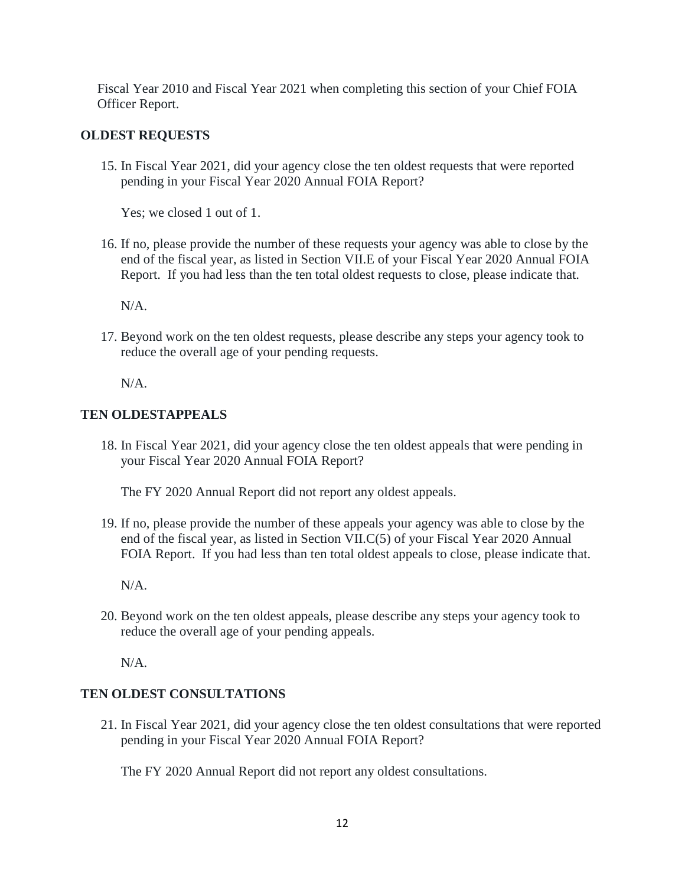Fiscal Year 2010 and Fiscal Year 2021 when completing this section of your Chief FOIA Officer Report.

### OLDEST REQUESTS

15. In Fiscal Year 2021, did your agency close the ten oldest requests that were reported pending in your Fiscal Year 2020 Annual FOIA Report?

    Yes; we closed 1 out of 1.

16. If no, please provide the number of these requests your agency was able to close by the end of the fiscal year, as listed in Section VII.E of your Fiscal Year 2020 Annual FOIA Report. If you had less than the ten total oldest requests to close, please indicate that.

    N/A.

17. Beyond work on the ten oldest requests, please describe any steps your agency took to reduce the overall age of your pending requests.

    N/A.

### TEN OLDESTAPPEALS

18. In Fiscal Year 2021, did your agency close the ten oldest appeals that were pending in your Fiscal Year 2020 Annual FOIA Report?

    The FY 2020 Annual Report did not report any oldest appeals.

19. If no, please provide the number of these appeals your agency was able to close by the end of the fiscal year, as listed in Section VII.C(5) of your Fiscal Year 2020 Annual FOIA Report. If you had less than ten total oldest appeals to close, please indicate that.

    N/A.

20. Beyond work on the ten oldest appeals, please describe any steps your agency took to reduce the overall age of your pending appeals.

    N/A.

### TEN OLDEST CONSULTATIONS

21. In Fiscal Year 2021, did your agency close the ten oldest consultations that were reported pending in your Fiscal Year 2020 Annual FOIA Report?

    The FY 2020 Annual Report did not report any oldest consultations.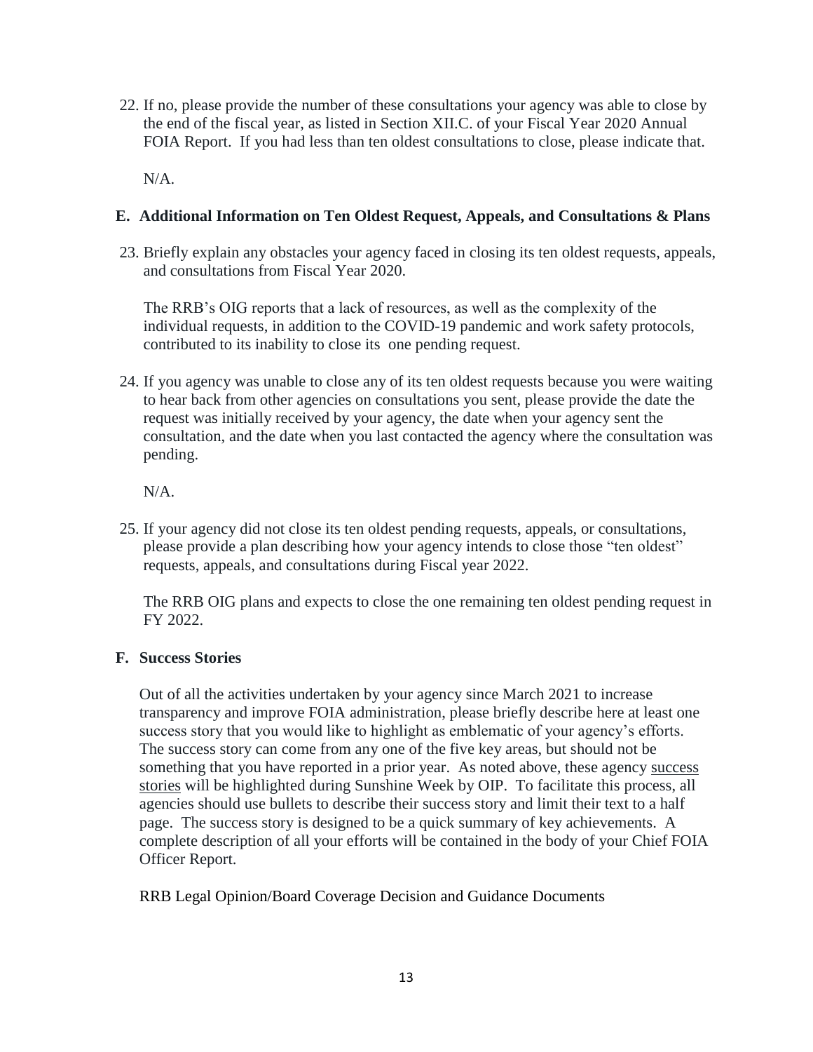22. If no, please provide the number of these consultations your agency was able to close by the end of the fiscal year, as listed in Section XII.C. of your Fiscal Year 2020 Annual FOIA Report. If you had less than ten oldest consultations to close, please indicate that.

    N/A.

## E. Additional Information on Ten Oldest Request, Appeals, and Consultations & Plans

23. Briefly explain any obstacles your agency faced in closing its ten oldest requests, appeals, and consultations from Fiscal Year 2020.

    The RRB's OIG reports that a lack of resources, as well as the complexity of the individual requests, in addition to the COVID-19 pandemic and work safety protocols, contributed to its inability to close its one pending request.

24. If you agency was unable to close any of its ten oldest requests because you were waiting to hear back from other agencies on consultations you sent, please provide the date the request was initially received by your agency, the date when your agency sent the consultation, and the date when you last contacted the agency where the consultation was pending.

    N/A.

25. If your agency did not close its ten oldest pending requests, appeals, or consultations, please provide a plan describing how your agency intends to close those "ten oldest" requests, appeals, and consultations during Fiscal year 2022.

    The RRB OIG plans and expects to close the one remaining ten oldest pending request in FY 2022.

## F. Success Stories

Out of all the activities undertaken by your agency since March 2021 to increase transparency and improve FOIA administration, please briefly describe here at least one success story that you would like to highlight as emblematic of your agency's efforts. The success story can come from any one of the five key areas, but should not be something that you have reported in a prior year. As noted above, these agency success stories will be highlighted during Sunshine Week by OIP. To facilitate this process, all agencies should use bullets to describe their success story and limit their text to a half page. The success story is designed to be a quick summary of key achievements. A complete description of all your efforts will be contained in the body of your Chief FOIA Officer Report.

RRB Legal Opinion/Board Coverage Decision and Guidance Documents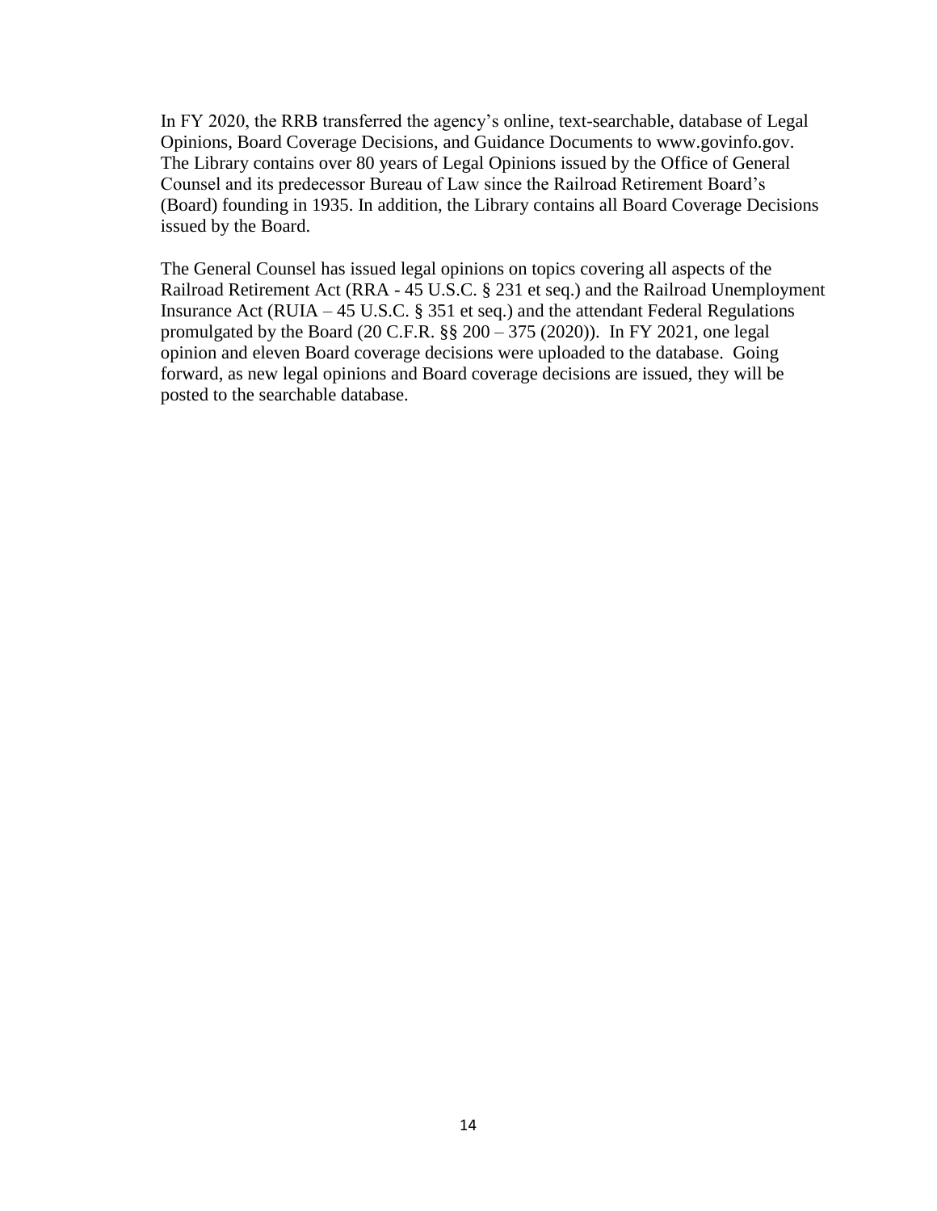In FY 2020, the RRB transferred the agency's online, text-searchable, database of Legal Opinions, Board Coverage Decisions, and Guidance Documents to www.govinfo.gov. The Library contains over 80 years of Legal Opinions issued by the Office of General Counsel and its predecessor Bureau of Law since the Railroad Retirement Board's (Board) founding in 1935. In addition, the Library contains all Board Coverage Decisions issued by the Board.

The General Counsel has issued legal opinions on topics covering all aspects of the Railroad Retirement Act (RRA - 45 U.S.C. § 231 et seq.) and the Railroad Unemployment Insurance Act (RUIA – 45 U.S.C. § 351 et seq.) and the attendant Federal Regulations promulgated by the Board (20 C.F.R. §§ 200 – 375 (2020)). In FY 2021, one legal opinion and eleven Board coverage decisions were uploaded to the database. Going forward, as new legal opinions and Board coverage decisions are issued, they will be posted to the searchable database.